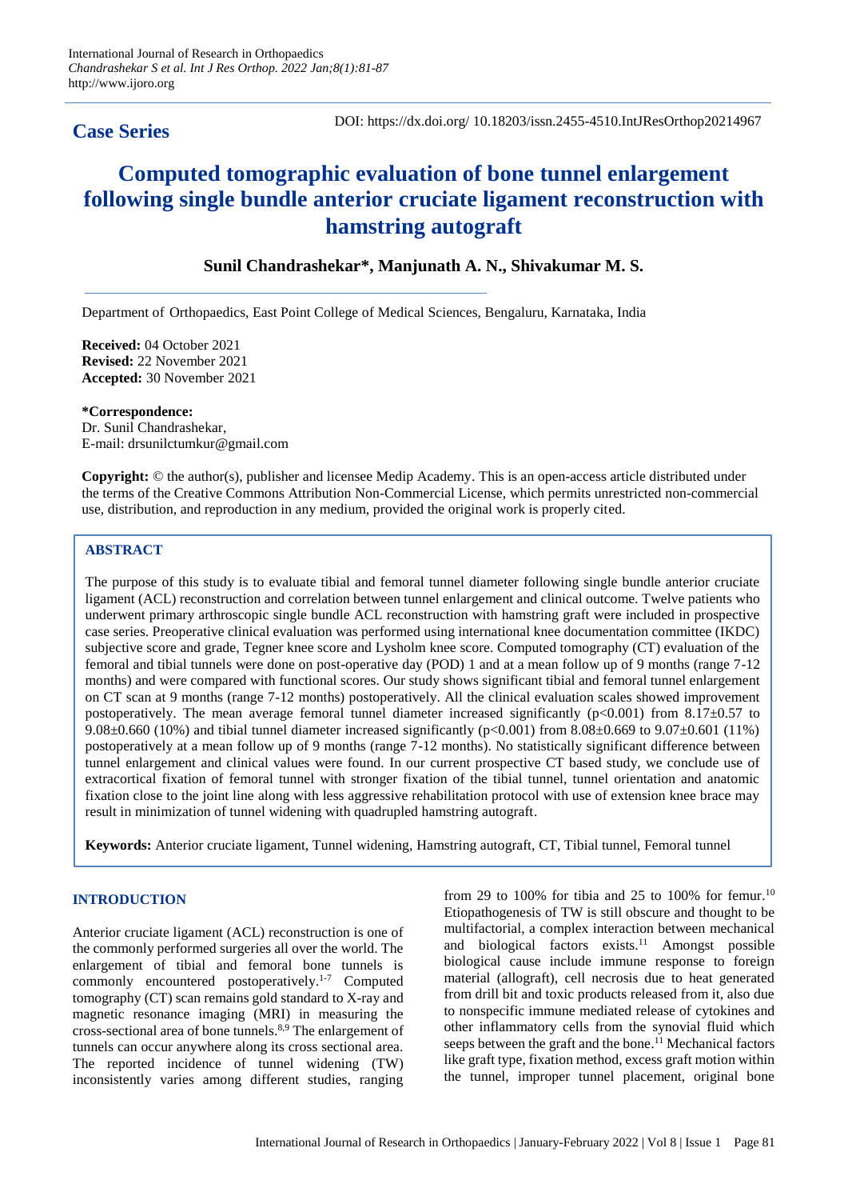**Case Series**

DOI: https://dx.doi.org/ 10.18203/issn.2455-4510.IntJResOrthop20214967

# Computed tomographic evaluation of bone tunnel enlargement following single bundle anterior cruciate ligament reconstruction with hamstring autograft

**Sunil Chandrashekar*, Manjunath A. N., Shivakumar M. S.**

Department of Orthopaedics, East Point College of Medical Sciences, Bengaluru, Karnataka, India

**Received:** 04 October 2021
**Revised:** 22 November 2021
**Accepted:** 30 November 2021

***Correspondence:**
Dr. Sunil Chandrashekar,
E-mail: drsunilctumkur@gmail.com

**Copyright:** © the author(s), publisher and licensee Medip Academy. This is an open-access article distributed under the terms of the Creative Commons Attribution Non-Commercial License, which permits unrestricted non-commercial use, distribution, and reproduction in any medium, provided the original work is properly cited.

## ABSTRACT

The purpose of this study is to evaluate tibial and femoral tunnel diameter following single bundle anterior cruciate ligament (ACL) reconstruction and correlation between tunnel enlargement and clinical outcome. Twelve patients who underwent primary arthroscopic single bundle ACL reconstruction with hamstring graft were included in prospective case series. Preoperative clinical evaluation was performed using international knee documentation committee (IKDC) subjective score and grade, Tegner knee score and Lysholm knee score. Computed tomography (CT) evaluation of the femoral and tibial tunnels were done on post-operative day (POD) 1 and at a mean follow up of 9 months (range 7-12 months) and were compared with functional scores. Our study shows significant tibial and femoral tunnel enlargement on CT scan at 9 months (range 7-12 months) postoperatively. All the clinical evaluation scales showed improvement postoperatively. The mean average femoral tunnel diameter increased significantly ($p<0.001$) from $8.17\pm0.57$ to $9.08\pm0.660$ (10%) and tibial tunnel diameter increased significantly ($p<0.001$) from $8.08\pm0.669$ to $9.07\pm0.601$ (11%) postoperatively at a mean follow up of 9 months (range 7-12 months). No statistically significant difference between tunnel enlargement and clinical values were found. In our current prospective CT based study, we conclude use of extracortical fixation of femoral tunnel with stronger fixation of the tibial tunnel, tunnel orientation and anatomic fixation close to the joint line along with less aggressive rehabilitation protocol with use of extension knee brace may result in minimization of tunnel widening with quadrupled hamstring autograft.

**Keywords:** Anterior cruciate ligament, Tunnel widening, Hamstring autograft, CT, Tibial tunnel, Femoral tunnel

## INTRODUCTION

Anterior cruciate ligament (ACL) reconstruction is one of the commonly performed surgeries all over the world. The enlargement of tibial and femoral bone tunnels is commonly encountered postoperatively.[1-7] Computed tomography (CT) scan remains gold standard to X-ray and magnetic resonance imaging (MRI) in measuring the cross-sectional area of bone tunnels.[8,9] The enlargement of tunnels can occur anywhere along its cross sectional area. The reported incidence of tunnel widening (TW) inconsistently varies among different studies, ranging from 29 to 100% for tibia and 25 to 100% for femur.[10] Etiopathogenesis of TW is still obscure and thought to be multifactorial, a complex interaction between mechanical and biological factors exists.[11] Amongst possible biological cause include immune response to foreign material (allograft), cell necrosis due to heat generated from drill bit and toxic products released from it, also due to nonspecific immune mediated release of cytokines and other inflammatory cells from the synovial fluid which seeps between the graft and the bone.[11] Mechanical factors like graft type, fixation method, excess graft motion within the tunnel, improper tunnel placement, original bone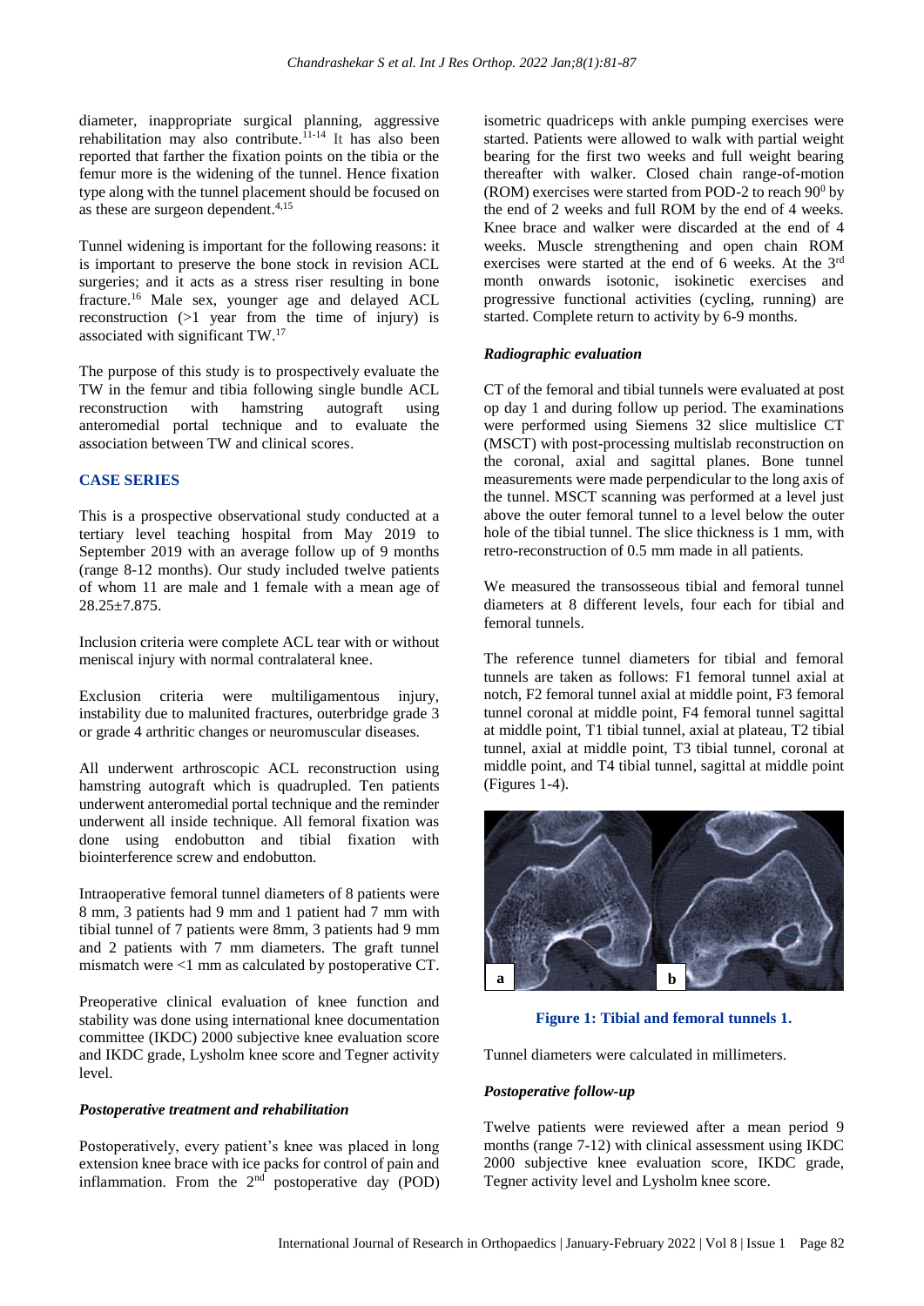diameter, inappropriate surgical planning, aggressive rehabilitation may also contribute.[11-14] It has also been reported that farther the fixation points on the tibia or the femur more is the widening of the tunnel. Hence fixation type along with the tunnel placement should be focused on as these are surgeon dependent.[4,15]

Tunnel widening is important for the following reasons: it is important to preserve the bone stock in revision ACL surgeries; and it acts as a stress riser resulting in bone fracture.[16] Male sex, younger age and delayed ACL reconstruction (>1 year from the time of injury) is associated with significant TW.[17]

The purpose of this study is to prospectively evaluate the TW in the femur and tibia following single bundle ACL reconstruction with hamstring autograft using anteromedial portal technique and to evaluate the association between TW and clinical scores.

## CASE SERIES

This is a prospective observational study conducted at a tertiary level teaching hospital from May 2019 to September 2019 with an average follow up of 9 months (range 8-12 months). Our study included twelve patients of whom 11 are male and 1 female with a mean age of 28.25±7.875.

Inclusion criteria were complete ACL tear with or without meniscal injury with normal contralateral knee.

Exclusion criteria were multiligamentous injury, instability due to malunited fractures, outerbridge grade 3 or grade 4 arthritic changes or neuromuscular diseases.

All underwent arthroscopic ACL reconstruction using hamstring autograft which is quadrupled. Ten patients underwent anteromedial portal technique and the reminder underwent all inside technique. All femoral fixation was done using endobutton and tibial fixation with biointerference screw and endobutton.

Intraoperative femoral tunnel diameters of 8 patients were 8 mm, 3 patients had 9 mm and 1 patient had 7 mm with tibial tunnel of 7 patients were 8mm, 3 patients had 9 mm and 2 patients with 7 mm diameters. The graft tunnel mismatch were <1 mm as calculated by postoperative CT.

Preoperative clinical evaluation of knee function and stability was done using international knee documentation committee (IKDC) 2000 subjective knee evaluation score and IKDC grade, Lysholm knee score and Tegner activity level.

### *Postoperative treatment and rehabilitation*

Postoperatively, every patient's knee was placed in long extension knee brace with ice packs for control of pain and inflammation. From the 2nd postoperative day (POD) isometric quadriceps with ankle pumping exercises were started. Patients were allowed to walk with partial weight bearing for the first two weeks and full weight bearing thereafter with walker. Closed chain range-of-motion (ROM) exercises were started from POD-2 to reach $90^0$ by the end of 2 weeks and full ROM by the end of 4 weeks. Knee brace and walker were discarded at the end of 4 weeks. Muscle strengthening and open chain ROM exercises were started at the end of 6 weeks. At the 3rd month onwards isotonic, isokinetic exercises and progressive functional activities (cycling, running) are started. Complete return to activity by 6-9 months.

### *Radiographic evaluation*

CT of the femoral and tibial tunnels were evaluated at post op day 1 and during follow up period. The examinations were performed using Siemens 32 slice multislice CT (MSCT) with post-processing multislab reconstruction on the coronal, axial and sagittal planes. Bone tunnel measurements were made perpendicular to the long axis of the tunnel. MSCT scanning was performed at a level just above the outer femoral tunnel to a level below the outer hole of the tibial tunnel. The slice thickness is 1 mm, with retro-reconstruction of 0.5 mm made in all patients.

We measured the transosseous tibial and femoral tunnel diameters at 8 different levels, four each for tibial and femoral tunnels.

The reference tunnel diameters for tibial and femoral tunnels are taken as follows: F1 femoral tunnel axial at notch, F2 femoral tunnel axial at middle point, F3 femoral tunnel coronal at middle point, F4 femoral tunnel sagittal at middle point, T1 tibial tunnel, axial at plateau, T2 tibial tunnel, axial at middle point, T3 tibial tunnel, coronal at middle point, and T4 tibial tunnel, sagittal at middle point (Figures 1-4).

**Figure 1: Tibial and femoral tunnels 1.**

Tunnel diameters were calculated in millimeters.

### *Postoperative follow-up*

Twelve patients were reviewed after a mean period 9 months (range 7-12) with clinical assessment using IKDC 2000 subjective knee evaluation score, IKDC grade, Tegner activity level and Lysholm knee score.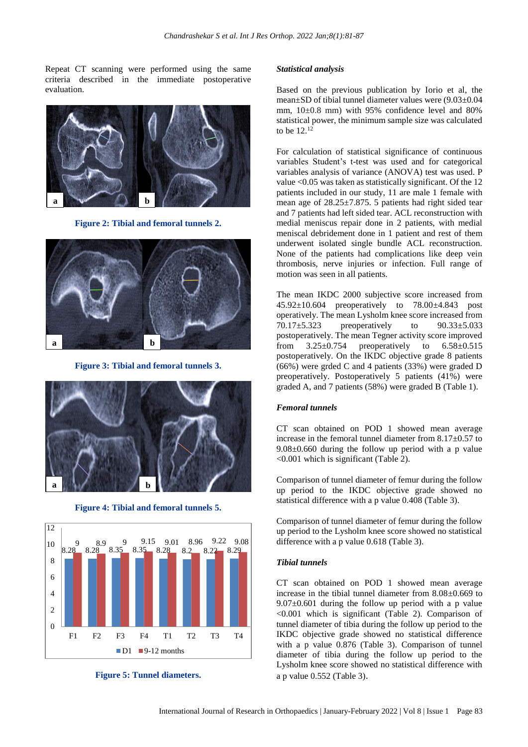Repeat CT scanning were performed using the same criteria described in the immediate postoperative evaluation.

**Figure 2: Tibial and femoral tunnels 2.**

**Figure 3: Tibial and femoral tunnels 3.**

**Figure 4: Tibial and femoral tunnels 5.**

**Figure 5: Tunnel diameters.**

### Statistical analysis

Based on the previous publication by Iorio et al, the mean±SD of tibial tunnel diameter values were (9.03±0.04 mm, 10±0.8 mm) with 95% confidence level and 80% statistical power, the minimum sample size was calculated to be 12.[12]

For calculation of statistical significance of continuous variables Student's t-test was used and for categorical variables analysis of variance (ANOVA) test was used. P value <0.05 was taken as statistically significant. Of the 12 patients included in our study, 11 are male 1 female with mean age of 28.25±7.875. 5 patients had right sided tear and 7 patients had left sided tear. ACL reconstruction with medial meniscus repair done in 2 patients, with medial meniscal debridement done in 1 patient and rest of them underwent isolated single bundle ACL reconstruction. None of the patients had complications like deep vein thrombosis, nerve injuries or infection. Full range of motion was seen in all patients.

The mean IKDC 2000 subjective score increased from 45.92±10.604 preoperatively to 78.00±4.843 post operatively. The mean Lysholm knee score increased from 70.17±5.323 preoperatively to 90.33±5.033 postoperatively. The mean Tegner activity score improved from 3.25±0.754 preoperatively to 6.58±0.515 postoperatively. On the IKDC objective grade 8 patients (66%) were grded C and 4 patients (33%) were graded D preoperatively. Postoperatively 5 patients (41%) were graded A, and 7 patients (58%) were graded B (Table 1).

### Femoral tunnels

CT scan obtained on POD 1 showed mean average increase in the femoral tunnel diameter from 8.17±0.57 to 9.08±0.660 during the follow up period with a p value <0.001 which is significant (Table 2).

Comparison of tunnel diameter of femur during the follow up period to the IKDC objective grade showed no statistical difference with a p value 0.408 (Table 3).

Comparison of tunnel diameter of femur during the follow up period to the Lysholm knee score showed no statistical difference with a p value 0.618 (Table 3).

### Tibial tunnels

CT scan obtained on POD 1 showed mean average increase in the tibial tunnel diameter from 8.08±0.669 to 9.07±0.601 during the follow up period with a p value <0.001 which is significant (Table 2). Comparison of tunnel diameter of tibia during the follow up period to the IKDC objective grade showed no statistical difference with a p value 0.876 (Table 3). Comparison of tunnel diameter of tibia during the follow up period to the Lysholm knee score showed no statistical difference with a p value 0.552 (Table 3).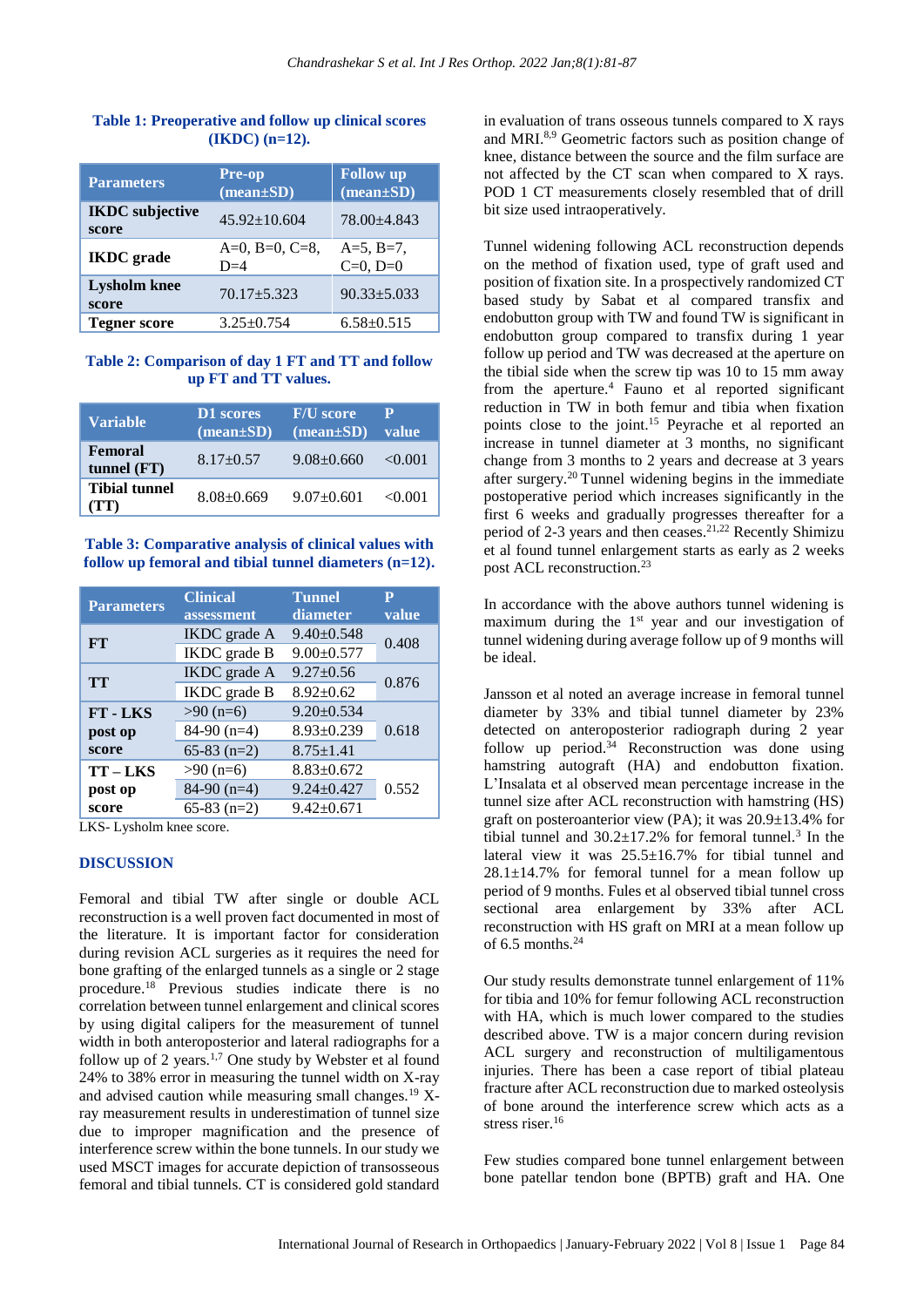**Table 1: Preoperative and follow up clinical scores (IKDC) (n=12).**

| Parameters | Pre-op (mean±SD) | Follow up (mean±SD) |
|---|---|---|
| IKDC subjective score | 45.92±10.604 | 78.00±4.843 |
| IKDC grade | A=0, B=0, C=8, D=4 | A=5, B=7, C=0, D=0 |
| Lysholm knee score | 70.17±5.323 | 90.33±5.033 |
| Tegner score | 3.25±0.754 | 6.58±0.515 |

**Table 2: Comparison of day 1 FT and TT and follow up FT and TT values.**

| Variable | D1 scores (mean±SD) | F/U score (mean±SD) | P value |
|---|---|---|---|
| Femoral tunnel (FT) | 8.17±0.57 | 9.08±0.660 | <0.001 |
| Tibial tunnel (TT) | 8.08±0.669 | 9.07±0.601 | <0.001 |

**Table 3: Comparative analysis of clinical values with follow up femoral and tibial tunnel diameters (n=12).**

| Parameters | Clinical assessment | Tunnel diameter | P value |
|---|---|---|---|
| FT | IKDC grade A | 9.40±0.548 | 0.408 |
| | IKDC grade B | 9.00±0.577 | |
| TT | IKDC grade A | 9.27±0.56 | 0.876 |
| | IKDC grade B | 8.92±0.62 | |
| FT - LKS post op score | >90 (n=6) | 9.20±0.534 | 0.618 |
| | 84-90 (n=4) | 8.93±0.239 | |
| | 65-83 (n=2) | 8.75±1.41 | |
| TT – LKS post op score | >90 (n=6) | 8.83±0.672 | 0.552 |
| | 84-90 (n=4) | 9.24±0.427 | |
| | 65-83 (n=2) | 9.42±0.671 | |

LKS- Lysholm knee score.

## DISCUSSION

Femoral and tibial TW after single or double ACL reconstruction is a well proven fact documented in most of the literature. It is important factor for consideration during revision ACL surgeries as it requires the need for bone grafting of the enlarged tunnels as a single or 2 stage procedure.[18] Previous studies indicate there is no correlation between tunnel enlargement and clinical scores by using digital calipers for the measurement of tunnel width in both anteroposterior and lateral radiographs for a follow up of 2 years.[1,7] One study by Webster et al found 24% to 38% error in measuring the tunnel width on X-ray and advised caution while measuring small changes.[19] X-ray measurement results in underestimation of tunnel size due to improper magnification and the presence of interference screw within the bone tunnels. In our study we used MSCT images for accurate depiction of transosseous femoral and tibial tunnels. CT is considered gold standard in evaluation of trans osseous tunnels compared to X rays and MRI.[8,9] Geometric factors such as position change of knee, distance between the source and the film surface are not affected by the CT scan when compared to X rays. POD 1 CT measurements closely resembled that of drill bit size used intraoperatively.

Tunnel widening following ACL reconstruction depends on the method of fixation used, type of graft used and position of fixation site. In a prospectively randomized CT based study by Sabat et al compared transfix and endobutton group with TW and found TW is significant in endobutton group compared to transfix during 1 year follow up period and TW was decreased at the aperture on the tibial side when the screw tip was 10 to 15 mm away from the aperture.[4] Fauno et al reported significant reduction in TW in both femur and tibia when fixation points close to the joint.[15] Peyrache et al reported an increase in tunnel diameter at 3 months, no significant change from 3 months to 2 years and decrease at 3 years after surgery.[20] Tunnel widening begins in the immediate postoperative period which increases significantly in the first 6 weeks and gradually progresses thereafter for a period of 2-3 years and then ceases.[21,22] Recently Shimizu et al found tunnel enlargement starts as early as 2 weeks post ACL reconstruction.[23]

In accordance with the above authors tunnel widening is maximum during the 1st year and our investigation of tunnel widening during average follow up of 9 months will be ideal.

Jansson et al noted an average increase in femoral tunnel diameter by 33% and tibial tunnel diameter by 23% detected on anteroposterior radiograph during 2 year follow up period.[34] Reconstruction was done using hamstring autograft (HA) and endobutton fixation. L'Insalata et al observed mean percentage increase in the tunnel size after ACL reconstruction with hamstring (HS) graft on posteroanterior view (PA); it was 20.9±13.4% for tibial tunnel and 30.2±17.2% for femoral tunnel.[3] In the lateral view it was 25.5±16.7% for tibial tunnel and 28.1±14.7% for femoral tunnel for a mean follow up period of 9 months. Fules et al observed tibial tunnel cross sectional area enlargement by 33% after ACL reconstruction with HS graft on MRI at a mean follow up of 6.5 months.[24]

Our study results demonstrate tunnel enlargement of 11% for tibia and 10% for femur following ACL reconstruction with HA, which is much lower compared to the studies described above. TW is a major concern during revision ACL surgery and reconstruction of multiligamentous injuries. There has been a case report of tibial plateau fracture after ACL reconstruction due to marked osteolysis of bone around the interference screw which acts as a stress riser.[16]

Few studies compared bone tunnel enlargement between bone patellar tendon bone (BPTB) graft and HA. One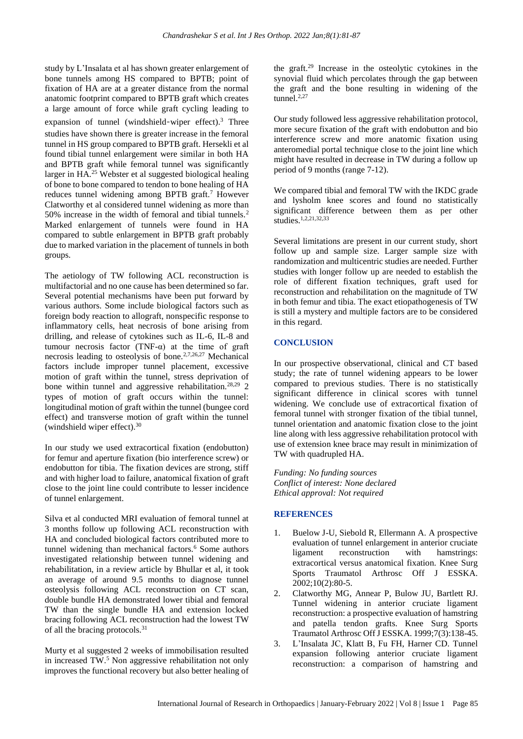study by L'Insalata et al has shown greater enlargement of bone tunnels among HS compared to BPTB; point of fixation of HA are at a greater distance from the normal anatomic footprint compared to BPTB graft which creates a large amount of force while graft cycling leading to expansion of tunnel (windshield-wiper effect).[3] Three studies have shown there is greater increase in the femoral tunnel in HS group compared to BPTB graft. Hersekli et al found tibial tunnel enlargement were similar in both HA and BPTB graft while femoral tunnel was significantly larger in HA.[25] Webster et al suggested biological healing of bone to bone compared to tendon to bone healing of HA reduces tunnel widening among BPTB graft.[7] However Clatworthy et al considered tunnel widening as more than 50% increase in the width of femoral and tibial tunnels.[2] Marked enlargement of tunnels were found in HA compared to subtle enlargement in BPTB graft probably due to marked variation in the placement of tunnels in both groups.

The aetiology of TW following ACL reconstruction is multifactorial and no one cause has been determined so far. Several potential mechanisms have been put forward by various authors. Some include biological factors such as foreign body reaction to allograft, nonspecific response to inflammatory cells, heat necrosis of bone arising from drilling, and release of cytokines such as IL-6, IL-8 and tumour necrosis factor (TNF-α) at the time of graft necrosis leading to osteolysis of bone.[2,7,26,27] Mechanical factors include improper tunnel placement, excessive motion of graft within the tunnel, stress deprivation of bone within tunnel and aggressive rehabilitation.[28,29] 2 types of motion of graft occurs within the tunnel: longitudinal motion of graft within the tunnel (bungee cord effect) and transverse motion of graft within the tunnel (windshield wiper effect).[30]

In our study we used extracortical fixation (endobutton) for femur and aperture fixation (bio interference screw) or endobutton for tibia. The fixation devices are strong, stiff and with higher load to failure, anatomical fixation of graft close to the joint line could contribute to lesser incidence of tunnel enlargement.

Silva et al conducted MRI evaluation of femoral tunnel at 3 months follow up following ACL reconstruction with HA and concluded biological factors contributed more to tunnel widening than mechanical factors.[6] Some authors investigated relationship between tunnel widening and rehabilitation, in a review article by Bhullar et al, it took an average of around 9.5 months to diagnose tunnel osteolysis following ACL reconstruction on CT scan, double bundle HA demonstrated lower tibial and femoral TW than the single bundle HA and extension locked bracing following ACL reconstruction had the lowest TW of all the bracing protocols.[31]

Murty et al suggested 2 weeks of immobilisation resulted in increased TW.[5] Non aggressive rehabilitation not only improves the functional recovery but also better healing of the graft.[29] Increase in the osteolytic cytokines in the synovial fluid which percolates through the gap between the graft and the bone resulting in widening of the tunnel.[2,27]

Our study followed less aggressive rehabilitation protocol, more secure fixation of the graft with endobutton and bio interference screw and more anatomic fixation using anteromedial portal technique close to the joint line which might have resulted in decrease in TW during a follow up period of 9 months (range 7-12).

We compared tibial and femoral TW with the IKDC grade and lysholm knee scores and found no statistically significant difference between them as per other studies.[1,2,21,32,33]

Several limitations are present in our current study, short follow up and sample size. Larger sample size with randomization and multicentric studies are needed. Further studies with longer follow up are needed to establish the role of different fixation techniques, graft used for reconstruction and rehabilitation on the magnitude of TW in both femur and tibia. The exact etiopathogenesis of TW is still a mystery and multiple factors are to be considered in this regard.

## CONCLUSION

In our prospective observational, clinical and CT based study; the rate of tunnel widening appears to be lower compared to previous studies. There is no statistically significant difference in clinical scores with tunnel widening. We conclude use of extracortical fixation of femoral tunnel with stronger fixation of the tibial tunnel, tunnel orientation and anatomic fixation close to the joint line along with less aggressive rehabilitation protocol with use of extension knee brace may result in minimization of TW with quadrupled HA.

*Funding: No funding sources*
*Conflict of interest: None declared*
*Ethical approval: Not required*

## REFERENCES

1. Buelow J-U, Siebold R, Ellermann A. A prospective evaluation of tunnel enlargement in anterior cruciate ligament reconstruction with hamstrings: extracortical versus anatomical fixation. Knee Surg Sports Traumatol Arthrosc Off J ESSKA. 2002;10(2):80-5.
2. Clatworthy MG, Annear P, Bulow JU, Bartlett RJ. Tunnel widening in anterior cruciate ligament reconstruction: a prospective evaluation of hamstring and patella tendon grafts. Knee Surg Sports Traumatol Arthrosc Off J ESSKA. 1999;7(3):138-45.
3. L'Insalata JC, Klatt B, Fu FH, Harner CD. Tunnel expansion following anterior cruciate ligament reconstruction: a comparison of hamstring and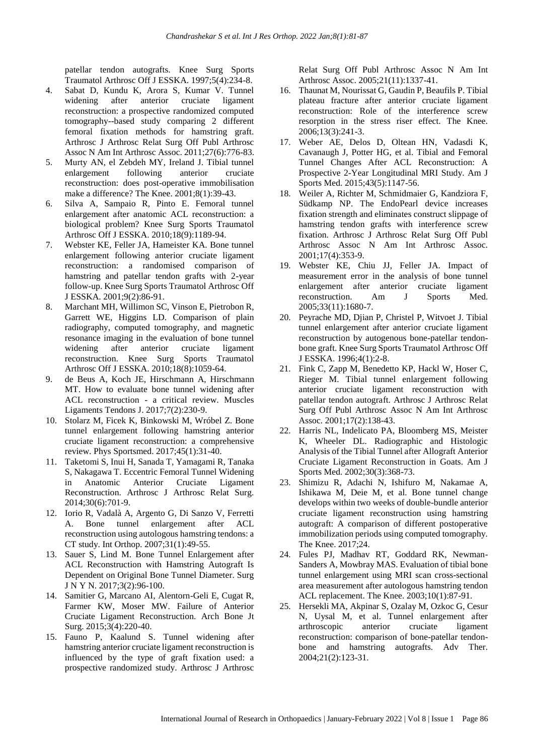patellar tendon autografts. Knee Surg Sports Traumatol Arthrosc Off J ESSKA. 1997;5(4):234-8.

4. Sabat D, Kundu K, Arora S, Kumar V. Tunnel widening after anterior cruciate ligament reconstruction: a prospective randomized computed tomography--based study comparing 2 different femoral fixation methods for hamstring graft. Arthrosc J Arthrosc Relat Surg Off Publ Arthrosc Assoc N Am Int Arthrosc Assoc. 2011;27(6):776-83.
5. Murty AN, el Zebdeh MY, Ireland J. Tibial tunnel enlargement following anterior cruciate reconstruction: does post-operative immobilisation make a difference? The Knee. 2001;8(1):39-43.
6. Silva A, Sampaio R, Pinto E. Femoral tunnel enlargement after anatomic ACL reconstruction: a biological problem? Knee Surg Sports Traumatol Arthrosc Off J ESSKA. 2010;18(9):1189-94.
7. Webster KE, Feller JA, Hameister KA. Bone tunnel enlargement following anterior cruciate ligament reconstruction: a randomised comparison of hamstring and patellar tendon grafts with 2-year follow-up. Knee Surg Sports Traumatol Arthrosc Off J ESSKA. 2001;9(2):86-91.
8. Marchant MH, Willimon SC, Vinson E, Pietrobon R, Garrett WE, Higgins LD. Comparison of plain radiography, computed tomography, and magnetic resonance imaging in the evaluation of bone tunnel widening after anterior cruciate ligament reconstruction. Knee Surg Sports Traumatol Arthrosc Off J ESSKA. 2010;18(8):1059-64.
9. de Beus A, Koch JE, Hirschmann A, Hirschmann MT. How to evaluate bone tunnel widening after ACL reconstruction - a critical review. Muscles Ligaments Tendons J. 2017;7(2):230-9.
10. Stolarz M, Ficek K, Binkowski M, Wróbel Z. Bone tunnel enlargement following hamstring anterior cruciate ligament reconstruction: a comprehensive review. Phys Sportsmed. 2017;45(1):31-40.
11. Taketomi S, Inui H, Sanada T, Yamagami R, Tanaka S, Nakagawa T. Eccentric Femoral Tunnel Widening in Anatomic Anterior Cruciate Ligament Reconstruction. Arthrosc J Arthrosc Relat Surg. 2014;30(6):701-9.
12. Iorio R, Vadalà A, Argento G, Di Sanzo V, Ferretti A. Bone tunnel enlargement after ACL reconstruction using autologous hamstring tendons: a CT study. Int Orthop. 2007;31(1):49-55.
13. Sauer S, Lind M. Bone Tunnel Enlargement after ACL Reconstruction with Hamstring Autograft Is Dependent on Original Bone Tunnel Diameter. Surg J N Y N. 2017;3(2):96-100.
14. Samitier G, Marcano AI, Alentorn-Geli E, Cugat R, Farmer KW, Moser MW. Failure of Anterior Cruciate Ligament Reconstruction. Arch Bone Jt Surg. 2015;3(4):220-40.
15. Fauno P, Kaalund S. Tunnel widening after hamstring anterior cruciate ligament reconstruction is influenced by the type of graft fixation used: a prospective randomized study. Arthrosc J Arthrosc Relat Surg Off Publ Arthrosc Assoc N Am Int Arthrosc Assoc. 2005;21(11):1337-41.
16. Thaunat M, Nourissat G, Gaudin P, Beaufils P. Tibial plateau fracture after anterior cruciate ligament reconstruction: Role of the interference screw resorption in the stress riser effect. The Knee. 2006;13(3):241-3.
17. Weber AE, Delos D, Oltean HN, Vadasdi K, Cavanaugh J, Potter HG, et al. Tibial and Femoral Tunnel Changes After ACL Reconstruction: A Prospective 2-Year Longitudinal MRI Study. Am J Sports Med. 2015;43(5):1147-56.
18. Weiler A, Richter M, Schmidmaier G, Kandziora F, Südkamp NP. The EndoPearl device increases fixation strength and eliminates construct slippage of hamstring tendon grafts with interference screw fixation. Arthrosc J Arthrosc Relat Surg Off Publ Arthrosc Assoc N Am Int Arthrosc Assoc. 2001;17(4):353-9.
19. Webster KE, Chiu JJ, Feller JA. Impact of measurement error in the analysis of bone tunnel enlargement after anterior cruciate ligament reconstruction. Am J Sports Med. 2005;33(11):1680-7.
20. Peyrache MD, Djian P, Christel P, Witvoet J. Tibial tunnel enlargement after anterior cruciate ligament reconstruction by autogenous bone-patellar tendon-bone graft. Knee Surg Sports Traumatol Arthrosc Off J ESSKA. 1996;4(1):2-8.
21. Fink C, Zapp M, Benedetto KP, Hackl W, Hoser C, Rieger M. Tibial tunnel enlargement following anterior cruciate ligament reconstruction with patellar tendon autograft. Arthrosc J Arthrosc Relat Surg Off Publ Arthrosc Assoc N Am Int Arthrosc Assoc. 2001;17(2):138-43.
22. Harris NL, Indelicato PA, Bloomberg MS, Meister K, Wheeler DL. Radiographic and Histologic Analysis of the Tibial Tunnel after Allograft Anterior Cruciate Ligament Reconstruction in Goats. Am J Sports Med. 2002;30(3):368-73.
23. Shimizu R, Adachi N, Ishifuro M, Nakamae A, Ishikawa M, Deie M, et al. Bone tunnel change develops within two weeks of double-bundle anterior cruciate ligament reconstruction using hamstring autograft: A comparison of different postoperative immobilization periods using computed tomography. The Knee. 2017;24.
24. Fules PJ, Madhav RT, Goddard RK, Newman-Sanders A, Mowbray MAS. Evaluation of tibial bone tunnel enlargement using MRI scan cross-sectional area measurement after autologous hamstring tendon ACL replacement. The Knee. 2003;10(1):87-91.
25. Hersekli MA, Akpinar S, Ozalay M, Ozkoc G, Cesur N, Uysal M, et al. Tunnel enlargement after arthroscopic anterior cruciate ligament reconstruction: comparison of bone-patellar tendon-bone and hamstring autografts. Adv Ther. 2004;21(2):123-31.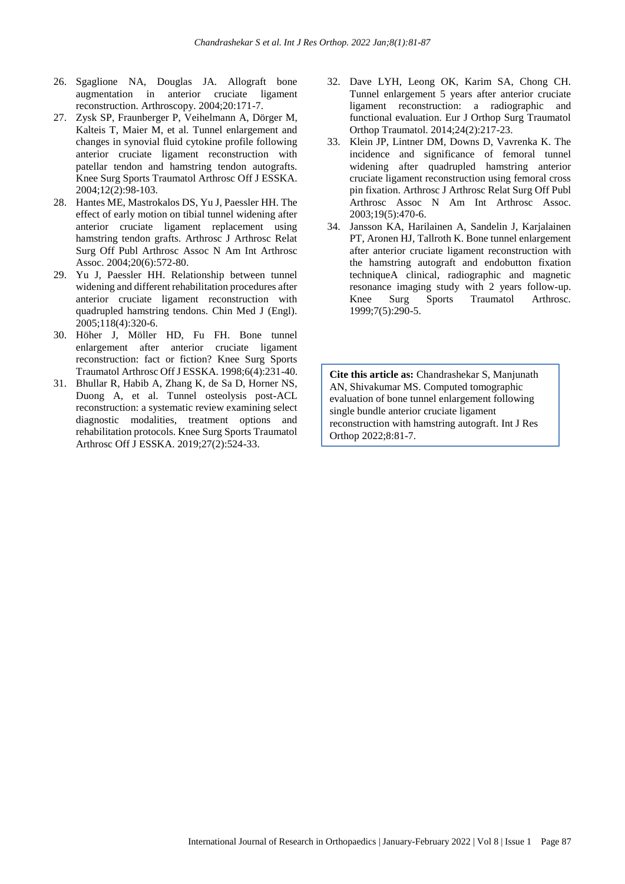26. Sgaglione NA, Douglas JA. Allograft bone augmentation in anterior cruciate ligament reconstruction. Arthroscopy. 2004;20:171-7.
27. Zysk SP, Fraunberger P, Veihelmann A, Dörger M, Kalteis T, Maier M, et al. Tunnel enlargement and changes in synovial fluid cytokine profile following anterior cruciate ligament reconstruction with patellar tendon and hamstring tendon autografts. Knee Surg Sports Traumatol Arthrosc Off J ESSKA. 2004;12(2):98-103.
28. Hantes ME, Mastrokalos DS, Yu J, Paessler HH. The effect of early motion on tibial tunnel widening after anterior cruciate ligament replacement using hamstring tendon grafts. Arthrosc J Arthrosc Relat Surg Off Publ Arthrosc Assoc N Am Int Arthrosc Assoc. 2004;20(6):572-80.
29. Yu J, Paessler HH. Relationship between tunnel widening and different rehabilitation procedures after anterior cruciate ligament reconstruction with quadrupled hamstring tendons. Chin Med J (Engl). 2005;118(4):320-6.
30. Höher J, Möller HD, Fu FH. Bone tunnel enlargement after anterior cruciate ligament reconstruction: fact or fiction? Knee Surg Sports Traumatol Arthrosc Off J ESSKA. 1998;6(4):231-40.
31. Bhullar R, Habib A, Zhang K, de Sa D, Horner NS, Duong A, et al. Tunnel osteolysis post-ACL reconstruction: a systematic review examining select diagnostic modalities, treatment options and rehabilitation protocols. Knee Surg Sports Traumatol Arthrosc Off J ESSKA. 2019;27(2):524-33.
32. Dave LYH, Leong OK, Karim SA, Chong CH. Tunnel enlargement 5 years after anterior cruciate ligament reconstruction: a radiographic and functional evaluation. Eur J Orthop Surg Traumatol Orthop Traumatol. 2014;24(2):217-23.
33. Klein JP, Lintner DM, Downs D, Vavrenka K. The incidence and significance of femoral tunnel widening after quadrupled hamstring anterior cruciate ligament reconstruction using femoral cross pin fixation. Arthrosc J Arthrosc Relat Surg Off Publ Arthrosc Assoc N Am Int Arthrosc Assoc. 2003;19(5):470-6.
34. Jansson KA, Harilainen A, Sandelin J, Karjalainen PT, Aronen HJ, Tallroth K. Bone tunnel enlargement after anterior cruciate ligament reconstruction with the hamstring autograft and endobutton fixation techniqueA clinical, radiographic and magnetic resonance imaging study with 2 years follow-up. Knee Surg Sports Traumatol Arthrosc. 1999;7(5):290-5.

**Cite this article as:** Chandrashekar S, Manjunath AN, Shivakumar MS. Computed tomographic evaluation of bone tunnel enlargement following single bundle anterior cruciate ligament reconstruction with hamstring autograft. Int J Res Orthop 2022;8:81-7.